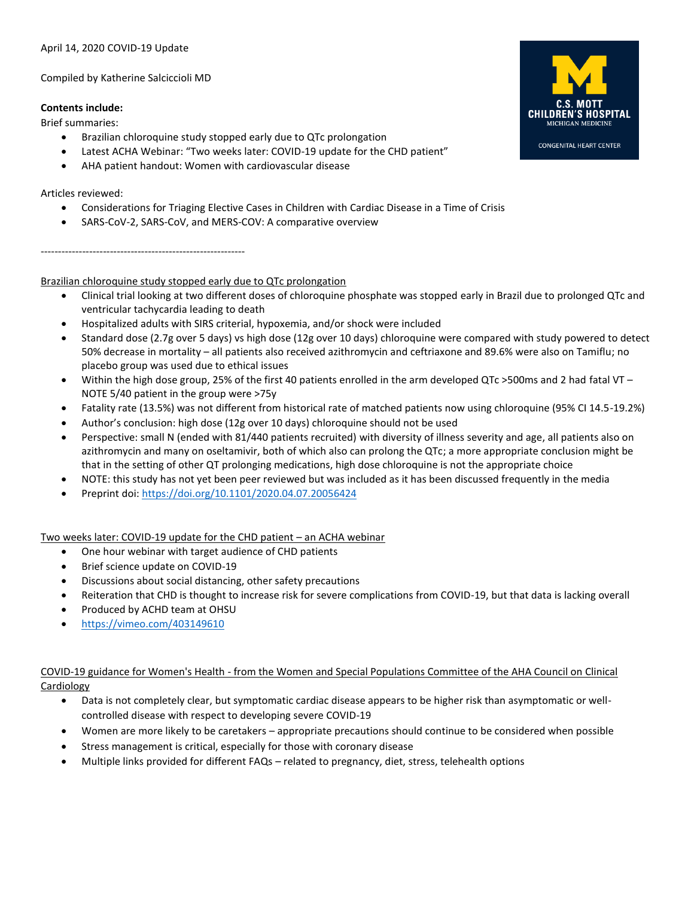April 14, 2020 COVID-19 Update

Compiled by Katherine Salciccioli MD

**Contents include:**

Brief summaries:

- Brazilian chloroquine study stopped early due to QTc prolongation
- Latest ACHA Webinar: "Two weeks later: COVID-19 update for the CHD patient"
- AHA patient handout: Women with cardiovascular disease

Articles reviewed:

- Considerations for Triaging Elective Cases in Children with Cardiac Disease in a Time of Crisis
- SARS-CoV-2, SARS-CoV, and MERS-COV: A comparative overview

-----------------------------------------------------------

## Brazilian chloroquine study stopped early due to QTc prolongation

- Clinical trial looking at two different doses of chloroquine phosphate was stopped early in Brazil due to prolonged QTc and ventricular tachycardia leading to death
- Hospitalized adults with SIRS criterial, hypoxemia, and/or shock were included
- Standard dose (2.7g over 5 days) vs high dose (12g over 10 days) chloroquine were compared with study powered to detect 50% decrease in mortality – all patients also received azithromycin and ceftriaxone and 89.6% were also on Tamiflu; no placebo group was used due to ethical issues
- Within the high dose group, 25% of the first 40 patients enrolled in the arm developed QTc >500ms and 2 had fatal VT – NOTE 5/40 patient in the group were >75y
- Fatality rate (13.5%) was not different from historical rate of matched patients now using chloroquine (95% CI 14.5-19.2%)
- Author's conclusion: high dose (12g over 10 days) chloroquine should not be used
- Perspective: small N (ended with 81/440 patients recruited) with diversity of illness severity and age, all patients also on azithromycin and many on oseltamivir, both of which also can prolong the QTc; a more appropriate conclusion might be that in the setting of other QT prolonging medications, high dose chloroquine is not the appropriate choice
- NOTE: this study has not yet been peer reviewed but was included as it has been discussed frequently in the media
- Preprint doi: https://doi.org/10.1101/2020.04.07.20056424

## Two weeks later: COVID-19 update for the CHD patient – an ACHA webinar

- One hour webinar with target audience of CHD patients
- Brief science update on COVID-19
- Discussions about social distancing, other safety precautions
- Reiteration that CHD is thought to increase risk for severe complications from COVID-19, but that data is lacking overall
- Produced by ACHD team at OHSU
- https://vimeo.com/403149610

## COVID-19 guidance for Women's Health - from the Women and Special Populations Committee of the AHA Council on Clinical Cardiology

- Data is not completely clear, but symptomatic cardiac disease appears to be higher risk than asymptomatic or well-controlled disease with respect to developing severe COVID-19
- Women are more likely to be caretakers – appropriate precautions should continue to be considered when possible
- Stress management is critical, especially for those with coronary disease
- Multiple links provided for different FAQs – related to pregnancy, diet, stress, telehealth options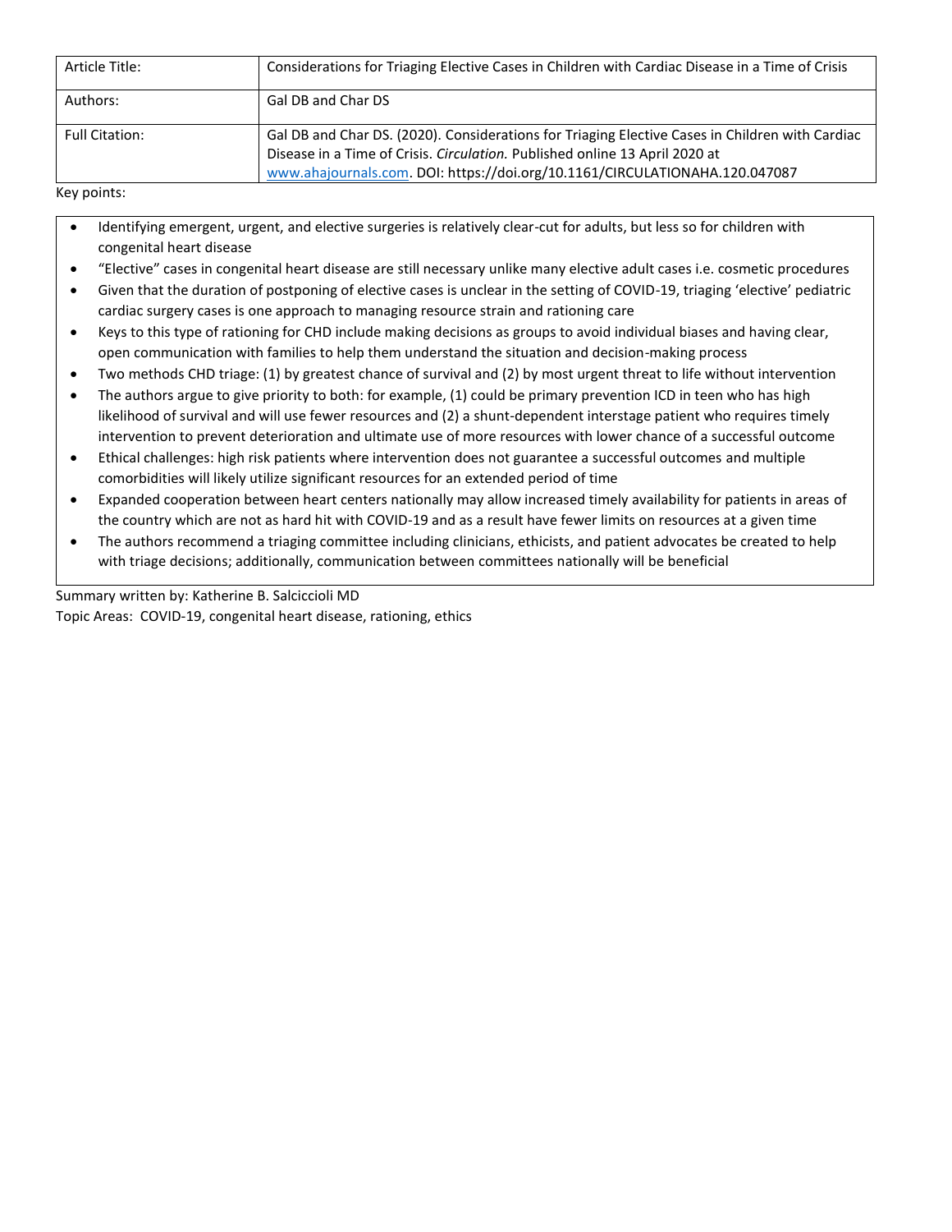| Article Title: | Considerations for Triaging Elective Cases in Children with Cardiac Disease in a Time of Crisis |
| --- | --- |
| Authors: | Gal DB and Char DS |
| Full Citation: | Gal DB and Char DS. (2020). Considerations for Triaging Elective Cases in Children with Cardiac Disease in a Time of Crisis. *Circulation.* Published online 13 April 2020 at www.ahajournals.com. DOI: https://doi.org/10.1161/CIRCULATIONAHA.120.047087 |

Key points:

- Identifying emergent, urgent, and elective surgeries is relatively clear-cut for adults, but less so for children with congenital heart disease
- "Elective" cases in congenital heart disease are still necessary unlike many elective adult cases i.e. cosmetic procedures
- Given that the duration of postponing of elective cases is unclear in the setting of COVID-19, triaging 'elective' pediatric cardiac surgery cases is one approach to managing resource strain and rationing care
- Keys to this type of rationing for CHD include making decisions as groups to avoid individual biases and having clear, open communication with families to help them understand the situation and decision-making process
- Two methods CHD triage: (1) by greatest chance of survival and (2) by most urgent threat to life without intervention
- The authors argue to give priority to both: for example, (1) could be primary prevention ICD in teen who has high likelihood of survival and will use fewer resources and (2) a shunt-dependent interstage patient who requires timely intervention to prevent deterioration and ultimate use of more resources with lower chance of a successful outcome
- Ethical challenges: high risk patients where intervention does not guarantee a successful outcomes and multiple comorbidities will likely utilize significant resources for an extended period of time
- Expanded cooperation between heart centers nationally may allow increased timely availability for patients in areas of the country which are not as hard hit with COVID-19 and as a result have fewer limits on resources at a given time
- The authors recommend a triaging committee including clinicians, ethicists, and patient advocates be created to help with triage decisions; additionally, communication between committees nationally will be beneficial

Summary written by: Katherine B. Salciccioli MD

Topic Areas: COVID-19, congenital heart disease, rationing, ethics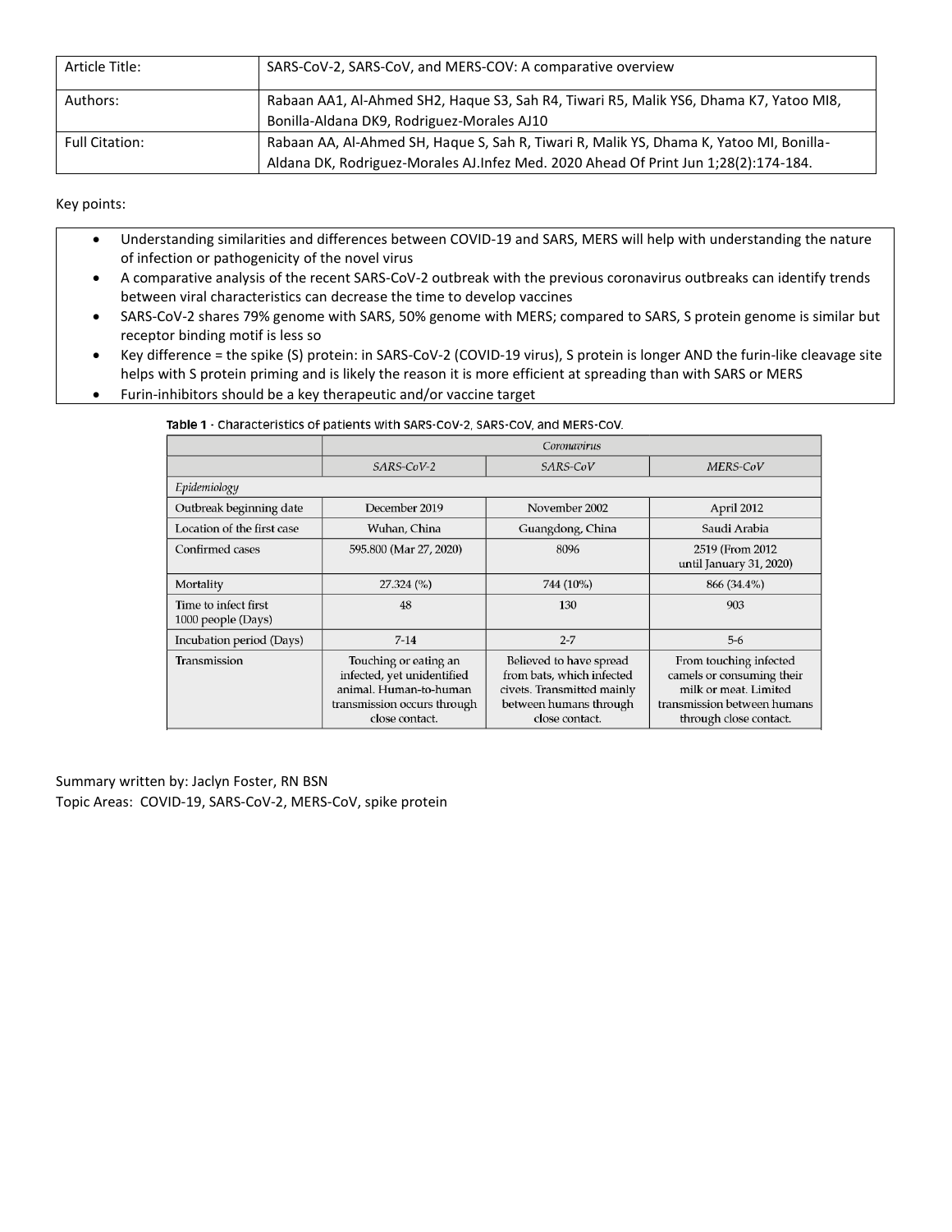| | |
|---|---|
| Article Title: | SARS-CoV-2, SARS-CoV, and MERS-COV: A comparative overview |
| Authors: | Rabaan AA1, Al-Ahmed SH2, Haque S3, Sah R4, Tiwari R5, Malik YS6, Dhama K7, Yatoo MI8, Bonilla-Aldana DK9, Rodriguez-Morales AJ10 |
| Full Citation: | Rabaan AA, Al-Ahmed SH, Haque S, Sah R, Tiwari R, Malik YS, Dhama K, Yatoo MI, Bonilla-Aldana DK, Rodriguez-Morales AJ.Infez Med. 2020 Ahead Of Print Jun 1;28(2):174-184. |

Key points:

- Understanding similarities and differences between COVID-19 and SARS, MERS will help with understanding the nature of infection or pathogenicity of the novel virus
- A comparative analysis of the recent SARS-CoV-2 outbreak with the previous coronavirus outbreaks can identify trends between viral characteristics can decrease the time to develop vaccines
- SARS-CoV-2 shares 79% genome with SARS, 50% genome with MERS; compared to SARS, S protein genome is similar but receptor binding motif is less so
- Key difference = the spike (S) protein: in SARS-CoV-2 (COVID-19 virus), S protein is longer AND the furin-like cleavage site helps with S protein priming and is likely the reason it is more efficient at spreading than with SARS or MERS
- Furin-inhibitors should be a key therapeutic and/or vaccine target

**Table 1** - Characteristics of patients with SARS-CoV-2, SARS-CoV, and MERS-CoV.

| | *Coronavirus* | | |
|---|---|---|---|
| | *SARS-CoV-2* | *SARS-CoV* | *MERS-CoV* |
| *Epidemiology* | | | |
| Outbreak beginning date | December 2019 | November 2002 | April 2012 |
| Location of the first case | Wuhan, China | Guangdong, China | Saudi Arabia |
| Confirmed cases | 595.800 (Mar 27, 2020) | 8096 | 2519 (From 2012 until January 31, 2020) |
| Mortality | 27.324 (%) | 744 (10%) | 866 (34.4%) |
| Time to infect first 1000 people (Days) | 48 | 130 | 903 |
| Incubation period (Days) | 7-14 | 2-7 | 5-6 |
| Transmission | Touching or eating an infected, yet unidentified animal. Human-to-human transmission occurs through close contact. | Believed to have spread from bats, which infected civets. Transmitted mainly between humans through close contact. | From touching infected camels or consuming their milk or meat. Limited transmission between humans through close contact. |

Summary written by: Jaclyn Foster, RN BSN

Topic Areas: COVID-19, SARS-CoV-2, MERS-CoV, spike protein